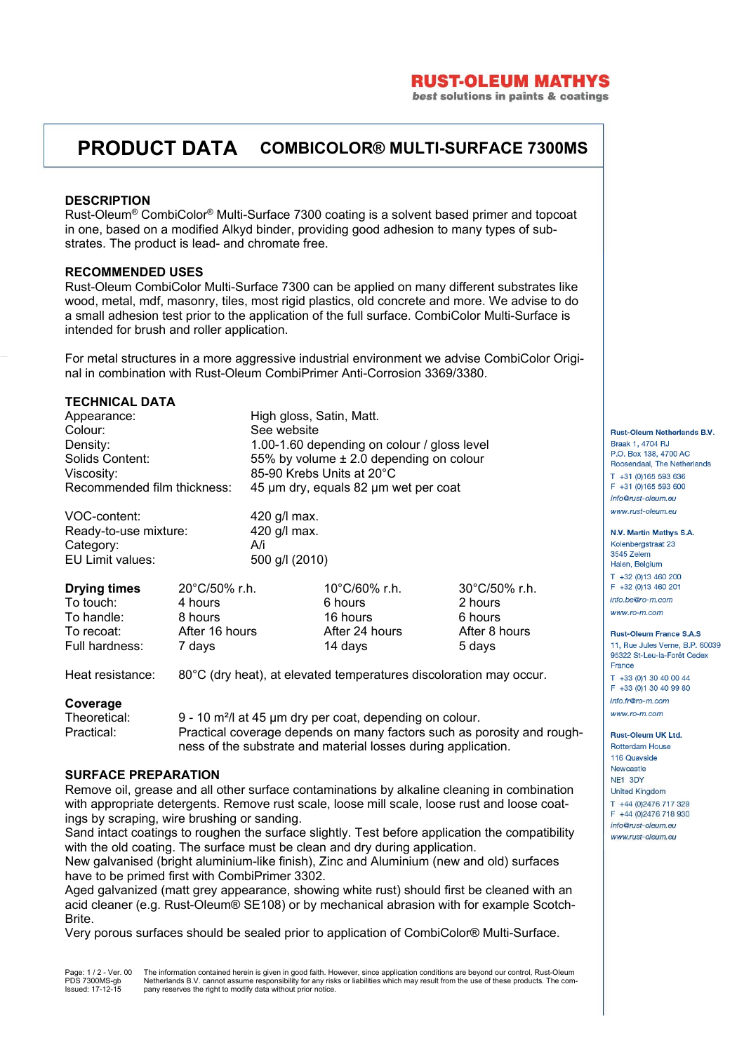RUST-OLEUM MATHYS
*best solutions in paints & coatings*

# PRODUCT DATA COMBICOLOR® MULTI-SURFACE 7300MS

## DESCRIPTION

Rust-Oleum® CombiColor® Multi-Surface 7300 coating is a solvent based primer and topcoat in one, based on a modified Alkyd binder, providing good adhesion to many types of substrates. The product is lead- and chromate free.

## RECOMMENDED USES

Rust-Oleum CombiColor Multi-Surface 7300 can be applied on many different substrates like wood, metal, mdf, masonry, tiles, most rigid plastics, old concrete and more. We advise to do a small adhesion test prior to the application of the full surface. CombiColor Multi-Surface is intended for brush and roller application.

For metal structures in a more aggressive industrial environment we advise CombiColor Original in combination with Rust-Oleum CombiPrimer Anti-Corrosion 3369/3380.

## TECHNICAL DATA

| | |
|---|---|
| Appearance: | High gloss, Satin, Matt. |
| Colour: | See website |
| Density: | 1.00-1.60 depending on colour / gloss level |
| Solids Content: | 55% by volume ± 2.0 depending on colour |
| Viscosity: | 85-90 Krebs Units at 20°C |
| Recommended film thickness: | 45 µm dry, equals 82 µm wet per coat |
| VOC-content: | 420 g/l max. |
| Ready-to-use mixture: | 420 g/l max. |
| Category: | A/i |
| EU Limit values: | 500 g/l (2010) |

| **Drying times** | 20°C/50% r.h. | 10°C/60% r.h. | 30°C/50% r.h. |
|---|---|---|---|
| To touch: | 4 hours | 6 hours | 2 hours |
| To handle: | 8 hours | 16 hours | 6 hours |
| To recoat: | After 16 hours | After 24 hours | After 8 hours |
| Full hardness: | 7 days | 14 days | 5 days |

Heat resistance: 80°C (dry heat), at elevated temperatures discoloration may occur.

**Coverage**

Theoretical: 9 - 10 m²/l at 45 µm dry per coat, depending on colour.

Practical: Practical coverage depends on many factors such as porosity and roughness of the substrate and material losses during application.

## SURFACE PREPARATION

Remove oil, grease and all other surface contaminations by alkaline cleaning in combination with appropriate detergents. Remove rust scale, loose mill scale, loose rust and loose coatings by scraping, wire brushing or sanding.
Sand intact coatings to roughen the surface slightly. Test before application the compatibility with the old coating. The surface must be clean and dry during application.
New galvanised (bright aluminium-like finish), Zinc and Aluminium (new and old) surfaces have to be primed first with CombiPrimer 3302.
Aged galvanized (matt grey appearance, showing white rust) should first be cleaned with an acid cleaner (e.g. Rust-Oleum® SE108) or by mechanical abrasion with for example Scotch-Brite.
Very porous surfaces should be sealed prior to application of CombiColor® Multi-Surface.

**Rust-Oleum Netherlands B.V.**
Braak 1, 4704 RJ
P.O. Box 138, 4700 AC
Roosendaal, The Netherlands
T +31 (0)165 593 636
F +31 (0)165 593 600
info@rust-oleum.eu
www.rust-oleum.eu

**N.V. Martin Mathys S.A.**
Kolenbergstraat 23
3545 Zelem
Halen, Belgium
T +32 (0)13 460 200
F +32 (0)13 460 201
info.be@ro-m.com
www.ro-m.com

**Rust-Oleum France S.A.S**
11, Rue Jules Verne, B.P. 60039
95322 St-Leu-la-Forêt Cedex
France
T +33 (0)1 30 40 00 44
F +33 (0)1 30 40 99 80
info.fr@ro-m.com
www.ro-m.com

**Rust-Oleum UK Ltd.**
Rotterdam House
116 Quayside
Newcastle
NE1 3DY
United Kingdom
T +44 (0)2476 717 329
F +44 (0)2476 718 930
info@rust-oleum.eu
www.rust-oleum.eu

PDS 7300MS-gb
Issued: 17-12-15

The information contained herein is given in good faith. However, since application conditions are beyond our control, Rust-Oleum Netherlands B.V. cannot assume responsibility for any risks or liabilities which may result from the use of these products. The company reserves the right to modify data without prior notice.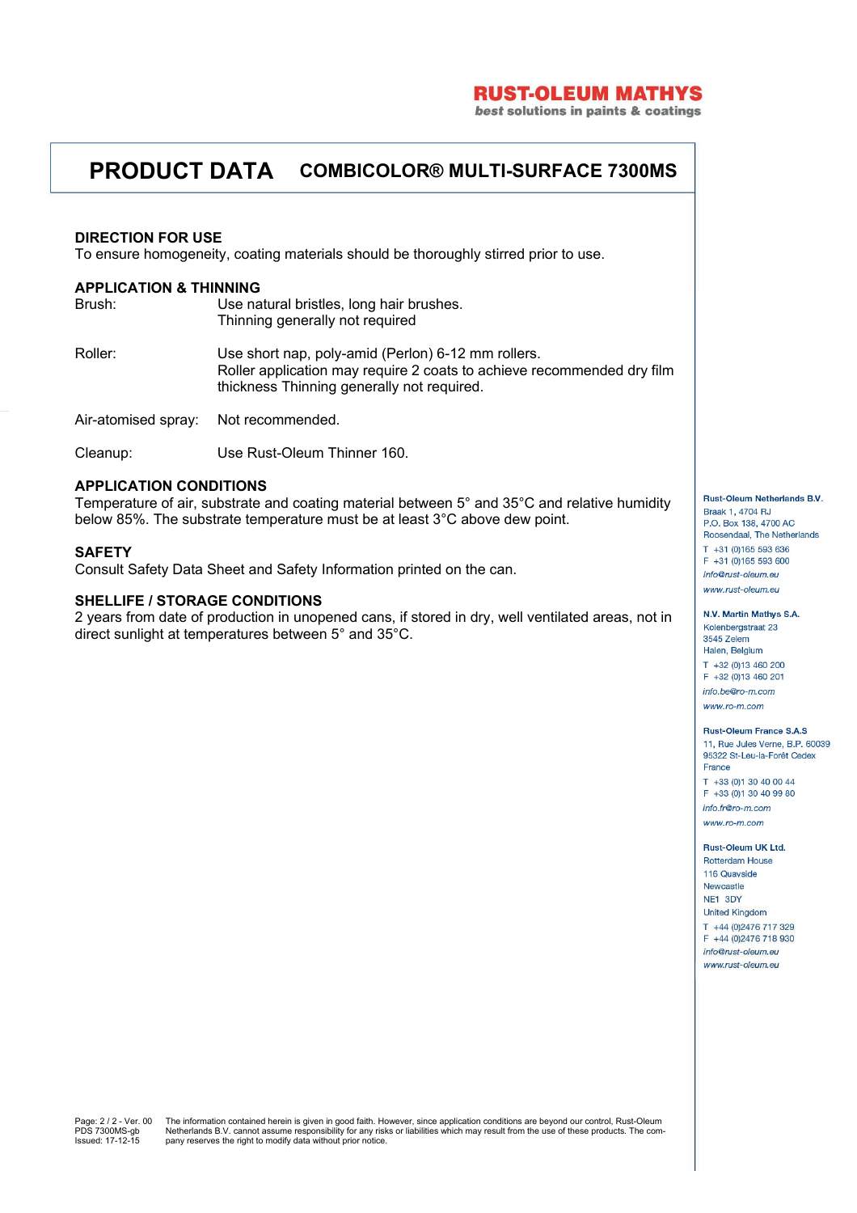# PRODUCT DATA COMBICOLOR® MULTI-SURFACE 7300MS

## DIRECTION FOR USE

To ensure homogeneity, coating materials should be thoroughly stirred prior to use.

## APPLICATION & THINNING

| | |
|---|---|
| Brush: | Use natural bristles, long hair brushes.<br>Thinning generally not required |
| Roller: | Use short nap, poly-amid (Perlon) 6-12 mm rollers.<br>Roller application may require 2 coats to achieve recommended dry film thickness Thinning generally not required. |
| Air-atomised spray: | Not recommended. |
| Cleanup: | Use Rust-Oleum Thinner 160. |

## APPLICATION CONDITIONS

Temperature of air, substrate and coating material between 5° and 35°C and relative humidity below 85%. The substrate temperature must be at least 3°C above dew point.

## SAFETY

Consult Safety Data Sheet and Safety Information printed on the can.

## SHELLIFE / STORAGE CONDITIONS

2 years from date of production in unopened cans, if stored in dry, well ventilated areas, not in direct sunlight at temperatures between 5° and 35°C.

**Rust-Oleum Netherlands B.V.**
Braak 1, 4704 RJ
P.O. Box 138, 4700 AC
Roosendaal, The Netherlands
T +31 (0)165 593 636
F +31 (0)165 593 600
info@rust-oleum.eu
www.rust-oleum.eu

**N.V. Martin Mathys S.A.**
Kolenbergstraat 23
3545 Zelem
Halen, Belgium
T +32 (0)13 460 200
F +32 (0)13 460 201
info.be@ro-m.com
www.ro-m.com

**Rust-Oleum France S.A.S**
11, Rue Jules Verne, B.P. 60039
95322 St-Leu-la-Forêt Cedex
France
T +33 (0)1 30 40 00 44
F +33 (0)1 30 40 99 80
info.fr@ro-m.com
www.ro-m.com

**Rust-Oleum UK Ltd.**
Rotterdam House
116 Quayside
Newcastle
NE1 3DY
United Kingdom
T +44 (0)2476 717 329
F +44 (0)2476 718 930
info@rust-oleum.eu
www.rust-oleum.eu

Page: 2 / 2 - Ver. 00
PDS 7300MS-gb
Issued: 17-12-15

The information contained herein is given in good faith. However, since application conditions are beyond our control, Rust-Oleum Netherlands B.V. cannot assume responsibility for any risks or liabilities which may result from the use of these products. The company reserves the right to modify data without prior notice.